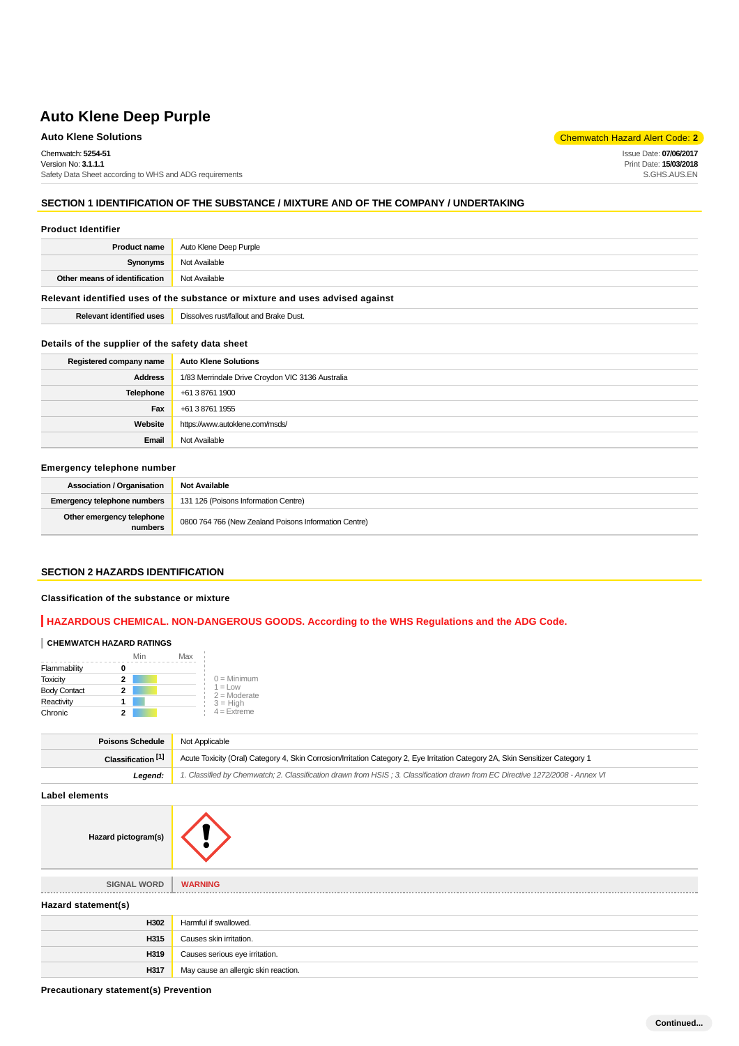# Auto Klene Deep Purple

**Auto Klene Solutions**

Chemwatch Hazard Alert Code: **2**

Chemwatch: **5254-51**
Version No: **3.1.1.1**
Safety Data Sheet according to WHS and ADG requirements

Issue Date: **07/06/2017**
Print Date: **15/03/2018**
S.GHS.AUS.EN

## SECTION 1 IDENTIFICATION OF THE SUBSTANCE / MIXTURE AND OF THE COMPANY / UNDERTAKING

### Product Identifier

| | |
|---|---|
| **Product name** | Auto Klene Deep Purple |
| **Synonyms** | Not Available |
| **Other means of identification** | Not Available |

### Relevant identified uses of the substance or mixture and uses advised against

| | |
|---|---|
| **Relevant identified uses** | Dissolves rust/fallout and Brake Dust. |

### Details of the supplier of the safety data sheet

| | |
|---|---|
| **Registered company name** | **Auto Klene Solutions** |
| **Address** | 1/83 Merrindale Drive Croydon VIC 3136 Australia |
| **Telephone** | +61 3 8761 1900 |
| **Fax** | +61 3 8761 1955 |
| **Website** | https://www.autoklene.com/msds/ |
| **Email** | Not Available |

### Emergency telephone number

| | |
|---|---|
| **Association / Organisation** | **Not Available** |
| **Emergency telephone numbers** | 131 126 (Poisons Information Centre) |
| **Other emergency telephone numbers** | 0800 764 766 (New Zealand Poisons Information Centre) |

## SECTION 2 HAZARDS IDENTIFICATION

### Classification of the substance or mixture

**HAZARDOUS CHEMICAL. NON-DANGEROUS GOODS. According to the WHS Regulations and the ADG Code.**

**CHEMWATCH HAZARD RATINGS**

| | Rating |
|---|---|
| Flammability | 0 |
| Toxicity | 2 |
| Body Contact | 2 |
| Reactivity | 1 |
| Chronic | 2 |

0 = Minimum
1 = Low
2 = Moderate
3 = High
4 = Extreme

| | |
|---|---|
| **Poisons Schedule** | Not Applicable |
| **Classification [1]** | Acute Toxicity (Oral) Category 4, Skin Corrosion/Irritation Category 2, Eye Irritation Category 2A, Skin Sensitizer Category 1 |
| ***Legend:*** | *1. Classified by Chemwatch; 2. Classification drawn from HSIS ; 3. Classification drawn from EC Directive 1272/2008 - Annex VI* |

### Label elements

| | |
|---|---|
| **Hazard pictogram(s)** | |
| **SIGNAL WORD** | **WARNING** |

### Hazard statement(s)

| | |
|---|---|
| **H302** | Harmful if swallowed. |
| **H315** | Causes skin irritation. |
| **H319** | Causes serious eye irritation. |
| **H317** | May cause an allergic skin reaction. |

### Precautionary statement(s) Prevention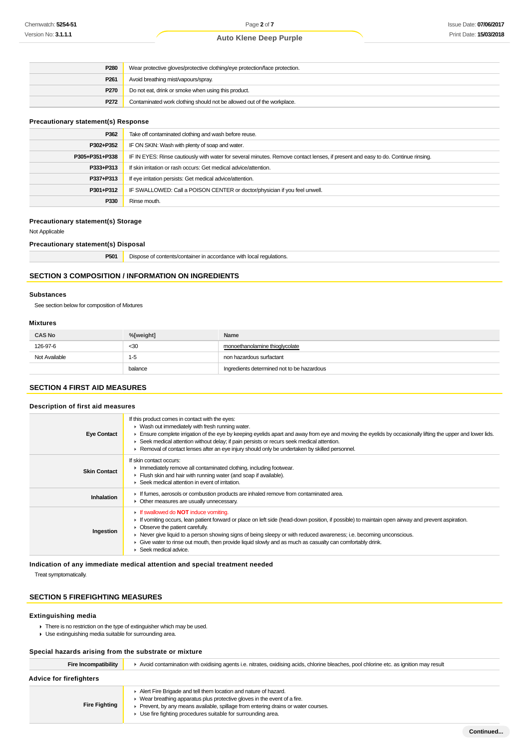| | |
|---|---|
| **P280** | Wear protective gloves/protective clothing/eye protection/face protection. |
| **P261** | Avoid breathing mist/vapours/spray. |
| **P270** | Do not eat, drink or smoke when using this product. |
| **P272** | Contaminated work clothing should not be allowed out of the workplace. |

### Precautionary statement(s) Response

| | |
|---|---|
| **P362** | Take off contaminated clothing and wash before reuse. |
| **P302+P352** | IF ON SKIN: Wash with plenty of soap and water. |
| **P305+P351+P338** | IF IN EYES: Rinse cautiously with water for several minutes. Remove contact lenses, if present and easy to do. Continue rinsing. |
| **P333+P313** | If skin irritation or rash occurs: Get medical advice/attention. |
| **P337+P313** | If eye irritation persists: Get medical advice/attention. |
| **P301+P312** | IF SWALLOWED: Call a POISON CENTER or doctor/physician if you feel unwell. |
| **P330** | Rinse mouth. |

### Precautionary statement(s) Storage

Not Applicable

### Precautionary statement(s) Disposal

| | |
|---|---|
| **P501** | Dispose of contents/container in accordance with local regulations. |

## SECTION 3 COMPOSITION / INFORMATION ON INGREDIENTS

### Substances

See section below for composition of Mixtures

### Mixtures

| CAS No | %[weight] | Name |
|---|---|---|
| 126-97-6 | <30 | monoethanolamine thioglycolate |
| Not Available | 1-5 | non hazardous surfactant |
| | balance | Ingredients determined not to be hazardous |

## SECTION 4 FIRST AID MEASURES

### Description of first aid measures

| | |
|---|---|
| **Eye Contact** | If this product comes in contact with the eyes:<br>▸ Wash out immediately with fresh running water.<br>▸ Ensure complete irrigation of the eye by keeping eyelids apart and away from eye and moving the eyelids by occasionally lifting the upper and lower lids.<br>▸ Seek medical attention without delay; if pain persists or recurs seek medical attention.<br>▸ Removal of contact lenses after an eye injury should only be undertaken by skilled personnel. |
| **Skin Contact** | If skin contact occurs:<br>▸ Immediately remove all contaminated clothing, including footwear.<br>▸ Flush skin and hair with running water (and soap if available).<br>▸ Seek medical attention in event of irritation. |
| **Inhalation** | ▸ If fumes, aerosols or combustion products are inhaled remove from contaminated area.<br>▸ Other measures are usually unnecessary. |
| **Ingestion** | ▸ If swallowed do **NOT** induce vomiting.<br>▸ If vomiting occurs, lean patient forward or place on left side (head-down position, if possible) to maintain open airway and prevent aspiration.<br>▸ Observe the patient carefully.<br>▸ Never give liquid to a person showing signs of being sleepy or with reduced awareness; i.e. becoming unconscious.<br>▸ Give water to rinse out mouth, then provide liquid slowly and as much as casualty can comfortably drink.<br>▸ Seek medical advice. |

### Indication of any immediate medical attention and special treatment needed

Treat symptomatically.

## SECTION 5 FIREFIGHTING MEASURES

### Extinguishing media

- There is no restriction on the type of extinguisher which may be used.
- Use extinguishing media suitable for surrounding area.

### Special hazards arising from the substrate or mixture

| | |
|---|---|
| **Fire Incompatibility** | ▸ Avoid contamination with oxidising agents i.e. nitrates, oxidising acids, chlorine bleaches, pool chlorine etc. as ignition may result |

### Advice for firefighters

| | |
|---|---|
| **Fire Fighting** | ▸ Alert Fire Brigade and tell them location and nature of hazard.<br>▸ Wear breathing apparatus plus protective gloves in the event of a fire.<br>▸ Prevent, by any means available, spillage from entering drains or water courses.<br>▸ Use fire fighting procedures suitable for surrounding area. |

Continued...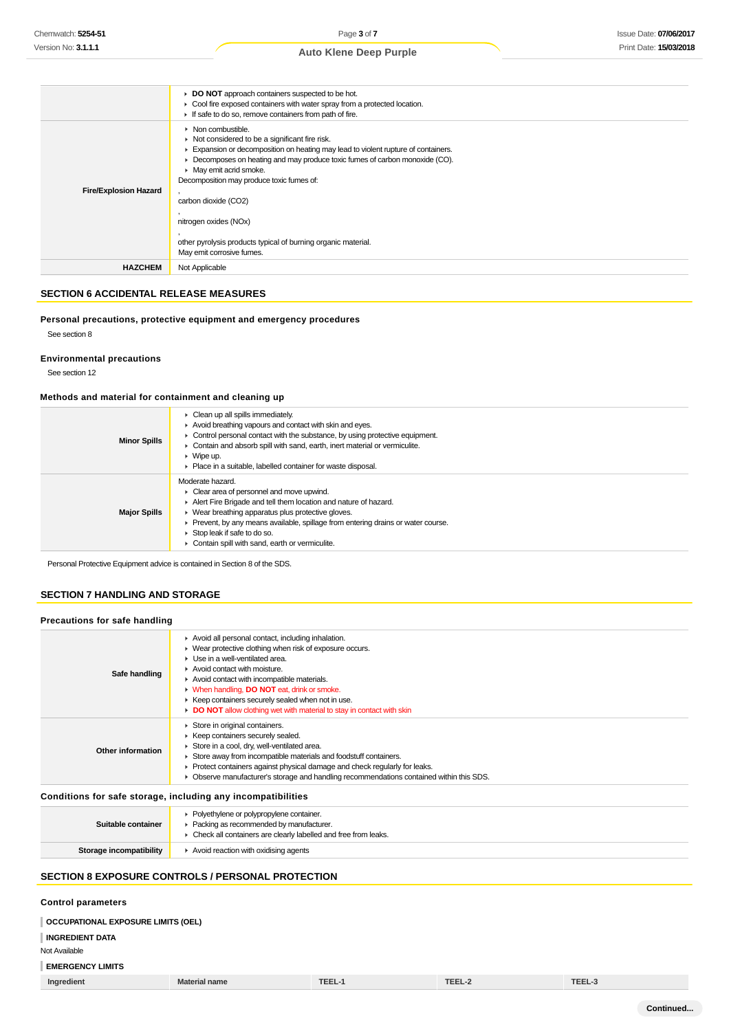| | |
|---|---|
| | ▸ **DO NOT** approach containers suspected to be hot.<br>▸ Cool fire exposed containers with water spray from a protected location.<br>▸ If safe to do so, remove containers from path of fire. |
| **Fire/Explosion Hazard** | ▸ Non combustible.<br>▸ Not considered to be a significant fire risk.<br>▸ Expansion or decomposition on heating may lead to violent rupture of containers.<br>▸ Decomposes on heating and may produce toxic fumes of carbon monoxide (CO).<br>▸ May emit acrid smoke.<br>Decomposition may produce toxic fumes of:<br>,<br>carbon dioxide ($CO_2$)<br>,<br>nitrogen oxides (NOx)<br>,<br>other pyrolysis products typical of burning organic material.<br>May emit corrosive fumes. |
| **HAZCHEM** | Not Applicable |

## SECTION 6 ACCIDENTAL RELEASE MEASURES

### Personal precautions, protective equipment and emergency procedures

See section 8

### Environmental precautions

See section 12

### Methods and material for containment and cleaning up

| | |
|---|---|
| **Minor Spills** | ▸ Clean up all spills immediately.<br>▸ Avoid breathing vapours and contact with skin and eyes.<br>▸ Control personal contact with the substance, by using protective equipment.<br>▸ Contain and absorb spill with sand, earth, inert material or vermiculite.<br>▸ Wipe up.<br>▸ Place in a suitable, labelled container for waste disposal. |
| **Major Spills** | Moderate hazard.<br>▸ Clear area of personnel and move upwind.<br>▸ Alert Fire Brigade and tell them location and nature of hazard.<br>▸ Wear breathing apparatus plus protective gloves.<br>▸ Prevent, by any means available, spillage from entering drains or water course.<br>▸ Stop leak if safe to do so.<br>▸ Contain spill with sand, earth or vermiculite. |

Personal Protective Equipment advice is contained in Section 8 of the SDS.

## SECTION 7 HANDLING AND STORAGE

### Precautions for safe handling

| | |
|---|---|
| **Safe handling** | ▸ Avoid all personal contact, including inhalation.<br>▸ Wear protective clothing when risk of exposure occurs.<br>▸ Use in a well-ventilated area.<br>▸ Avoid contact with moisture.<br>▸ Avoid contact with incompatible materials.<br>▸ When handling, **DO NOT** eat, drink or smoke.<br>▸ Keep containers securely sealed when not in use.<br>▸ **DO NOT** allow clothing wet with material to stay in contact with skin |
| **Other information** | ▸ Store in original containers.<br>▸ Keep containers securely sealed.<br>▸ Store in a cool, dry, well-ventilated area.<br>▸ Store away from incompatible materials and foodstuff containers.<br>▸ Protect containers against physical damage and check regularly for leaks.<br>▸ Observe manufacturer's storage and handling recommendations contained within this SDS. |

### Conditions for safe storage, including any incompatibilities

| | |
|---|---|
| **Suitable container** | ▸ Polyethylene or polypropylene container.<br>▸ Packing as recommended by manufacturer.<br>▸ Check all containers are clearly labelled and free from leaks. |
| **Storage incompatibility** | ▸ Avoid reaction with oxidising agents |

## SECTION 8 EXPOSURE CONTROLS / PERSONAL PROTECTION

### Control parameters

**OCCUPATIONAL EXPOSURE LIMITS (OEL)**

**INGREDIENT DATA**

Not Available

**EMERGENCY LIMITS**

| Ingredient | Material name | TEEL-1 | TEEL-2 | TEEL-3 |
|---|---|---|---|---|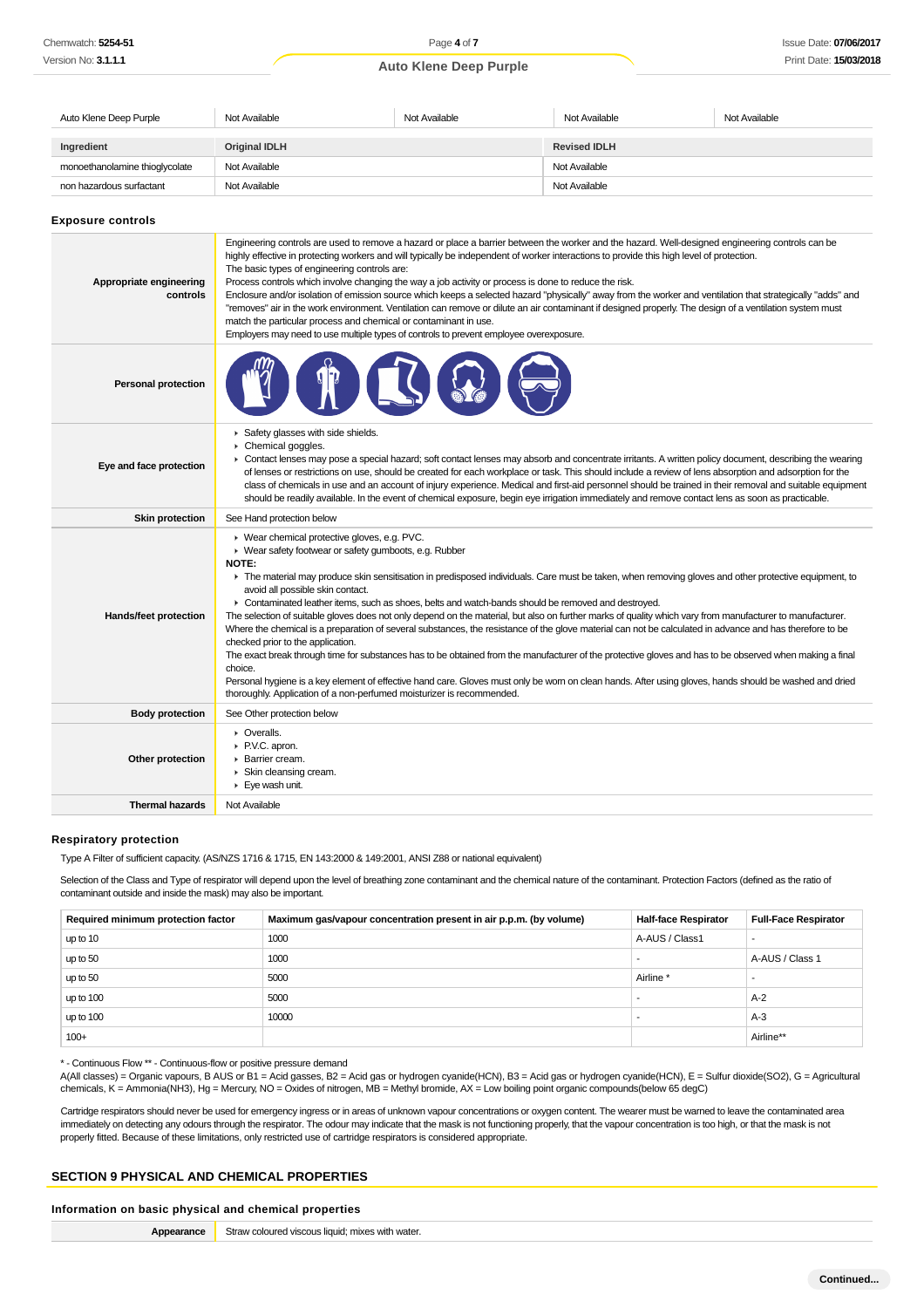| Auto Klene Deep Purple | Not Available | Not Available | Not Available | Not Available |
|---|---|---|---|---|

| Ingredient | Original IDLH | Revised IDLH |
|---|---|---|
| monoethanolamine thioglycolate | Not Available | Not Available |
| non hazardous surfactant | Not Available | Not Available |

### Exposure controls

| | |
|---|---|
| **Appropriate engineering controls** | Engineering controls are used to remove a hazard or place a barrier between the worker and the hazard. Well-designed engineering controls can be highly effective in protecting workers and will typically be independent of worker interactions to provide this high level of protection.<br>The basic types of engineering controls are:<br>Process controls which involve changing the way a job activity or process is done to reduce the risk.<br>Enclosure and/or isolation of emission source which keeps a selected hazard "physically" away from the worker and ventilation that strategically "adds" and "removes" air in the work environment. Ventilation can remove or dilute an air contaminant if designed properly. The design of a ventilation system must match the particular process and chemical or contaminant in use.<br>Employers may need to use multiple types of controls to prevent employee overexposure. |
| **Personal protection** | |
| **Eye and face protection** | ▸ Safety glasses with side shields.<br>▸ Chemical goggles.<br>▸ Contact lenses may pose a special hazard; soft contact lenses may absorb and concentrate irritants. A written policy document, describing the wearing of lenses or restrictions on use, should be created for each workplace or task. This should include a review of lens absorption and adsorption for the class of chemicals in use and an account of injury experience. Medical and first-aid personnel should be trained in their removal and suitable equipment should be readily available. In the event of chemical exposure, begin eye irrigation immediately and remove contact lens as soon as practicable. |
| **Skin protection** | See Hand protection below |
| **Hands/feet protection** | ▸ Wear chemical protective gloves, e.g. PVC.<br>▸ Wear safety footwear or safety gumboots, e.g. Rubber<br>**NOTE:**<br>▸ The material may produce skin sensitisation in predisposed individuals. Care must be taken, when removing gloves and other protective equipment, to avoid all possible skin contact.<br>▸ Contaminated leather items, such as shoes, belts and watch-bands should be removed and destroyed.<br>The selection of suitable gloves does not only depend on the material, but also on further marks of quality which vary from manufacturer to manufacturer. Where the chemical is a preparation of several substances, the resistance of the glove material can not be calculated in advance and has therefore to be checked prior to the application.<br>The exact break through time for substances has to be obtained from the manufacturer of the protective gloves and has to be observed when making a final choice.<br>Personal hygiene is a key element of effective hand care. Gloves must only be worn on clean hands. After using gloves, hands should be washed and dried thoroughly. Application of a non-perfumed moisturizer is recommended. |
| **Body protection** | See Other protection below |
| **Other protection** | ▸ Overalls.<br>▸ P.V.C. apron.<br>▸ Barrier cream.<br>▸ Skin cleansing cream.<br>▸ Eye wash unit. |
| **Thermal hazards** | Not Available |

### Respiratory protection

Type A Filter of sufficient capacity. (AS/NZS 1716 & 1715, EN 143:2000 & 149:2001, ANSI Z88 or national equivalent)

Selection of the Class and Type of respirator will depend upon the level of breathing zone contaminant and the chemical nature of the contaminant. Protection Factors (defined as the ratio of contaminant outside and inside the mask) may also be important.

| Required minimum protection factor | Maximum gas/vapour concentration present in air p.p.m. (by volume) | Half-face Respirator | Full-Face Respirator |
|---|---|---|---|
| up to 10 | 1000 | A-AUS / Class1 | - |
| up to 50 | 1000 | - | A-AUS / Class 1 |
| up to 50 | 5000 | Airline * | - |
| up to 100 | 5000 | - | A-2 |
| up to 100 | 10000 | - | A-3 |
| 100+ | | | Airline** |

* - Continuous Flow ** - Continuous-flow or positive pressure demand
A(All classes) = Organic vapours, B AUS or B1 = Acid gasses, B2 = Acid gas or hydrogen cyanide(HCN), B3 = Acid gas or hydrogen cyanide(HCN), E = Sulfur dioxide(SO2), G = Agricultural chemicals, K = Ammonia(NH3), Hg = Mercury, NO = Oxides of nitrogen, MB = Methyl bromide, AX = Low boiling point organic compounds(below 65 degC)

Cartridge respirators should never be used for emergency ingress or in areas of unknown vapour concentrations or oxygen content. The wearer must be warned to leave the contaminated area immediately on detecting any odours through the respirator. The odour may indicate that the mask is not functioning properly, that the vapour concentration is too high, or that the mask is not properly fitted. Because of these limitations, only restricted use of cartridge respirators is considered appropriate.

## SECTION 9 PHYSICAL AND CHEMICAL PROPERTIES

### Information on basic physical and chemical properties

| | |
|---|---|
| **Appearance** | Straw coloured viscous liquid; mixes with water. |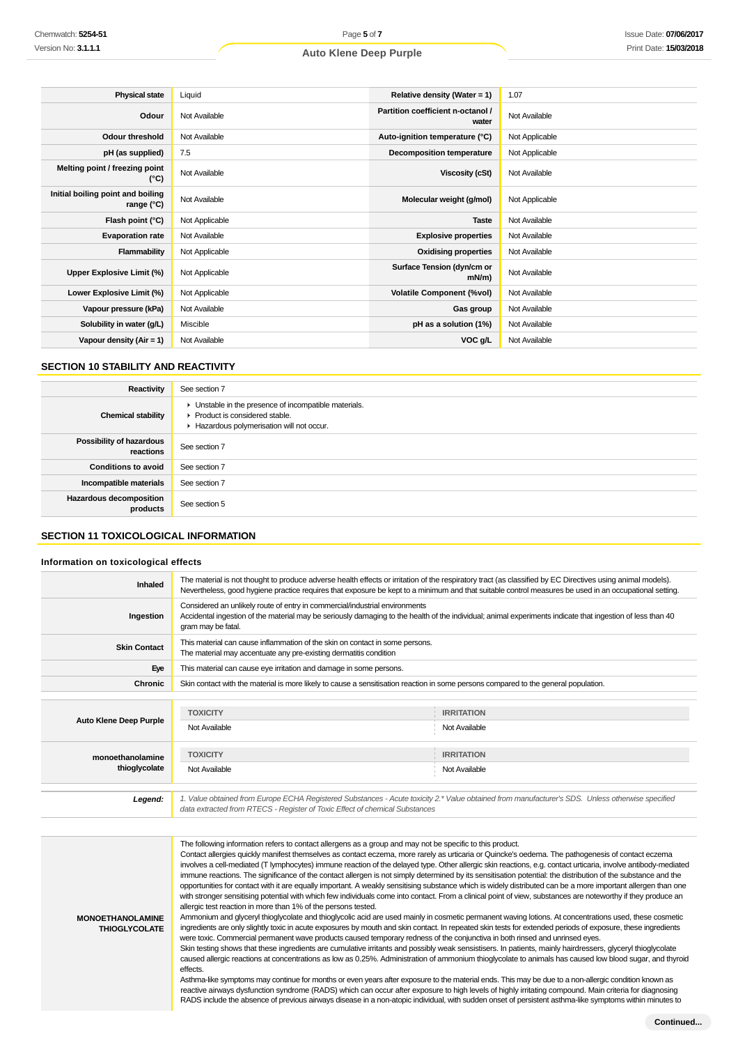| | | | |
|---|---|---|---|
| **Physical state** | Liquid | **Relative density (Water = 1)** | 1.07 |
| **Odour** | Not Available | **Partition coefficient n-octanol / water** | Not Available |
| **Odour threshold** | Not Available | **Auto-ignition temperature (°C)** | Not Applicable |
| **pH (as supplied)** | 7.5 | **Decomposition temperature** | Not Applicable |
| **Melting point / freezing point (°C)** | Not Available | **Viscosity (cSt)** | Not Available |
| **Initial boiling point and boiling range (°C)** | Not Available | **Molecular weight (g/mol)** | Not Applicable |
| **Flash point (°C)** | Not Applicable | **Taste** | Not Available |
| **Evaporation rate** | Not Available | **Explosive properties** | Not Available |
| **Flammability** | Not Applicable | **Oxidising properties** | Not Available |
| **Upper Explosive Limit (%)** | Not Applicable | **Surface Tension (dyn/cm or mN/m)** | Not Available |
| **Lower Explosive Limit (%)** | Not Applicable | **Volatile Component (%vol)** | Not Available |
| **Vapour pressure (kPa)** | Not Available | **Gas group** | Not Available |
| **Solubility in water (g/L)** | Miscible | **pH as a solution (1%)** | Not Available |
| **Vapour density (Air = 1)** | Not Available | **VOC g/L** | Not Available |

## SECTION 10 STABILITY AND REACTIVITY

| | |
|---|---|
| **Reactivity** | See section 7 |
| **Chemical stability** | ▸ Unstable in the presence of incompatible materials.<br>▸ Product is considered stable.<br>▸ Hazardous polymerisation will not occur. |
| **Possibility of hazardous reactions** | See section 7 |
| **Conditions to avoid** | See section 7 |
| **Incompatible materials** | See section 7 |
| **Hazardous decomposition products** | See section 5 |

## SECTION 11 TOXICOLOGICAL INFORMATION

### Information on toxicological effects

| | |
|---|---|
| **Inhaled** | The material is not thought to produce adverse health effects or irritation of the respiratory tract (as classified by EC Directives using animal models). Nevertheless, good hygiene practice requires that exposure be kept to a minimum and that suitable control measures be used in an occupational setting. |
| **Ingestion** | Considered an unlikely route of entry in commercial/industrial environments<br>Accidental ingestion of the material may be seriously damaging to the health of the individual; animal experiments indicate that ingestion of less than 40 gram may be fatal. |
| **Skin Contact** | This material can cause inflammation of the skin on contact in some persons.<br>The material may accentuate any pre-existing dermatitis condition |
| **Eye** | This material can cause eye irritation and damage in some persons. |
| **Chronic** | Skin contact with the material is more likely to cause a sensitisation reaction in some persons compared to the general population. |

| | TOXICITY | IRRITATION |
|---|---|---|
| **Auto Klene Deep Purple** | Not Available | Not Available |
| **monoethanolamine thioglycolate** | Not Available | Not Available |

| | |
|---|---|
| ***Legend:*** | *1. Value obtained from Europe ECHA Registered Substances - Acute toxicity 2.* Value obtained from manufacturer's SDS. Unless otherwise specified data extracted from RTECS - Register of Toxic Effect of chemical Substances* |

| | |
|---|---|
| **MONOETHANOLAMINE THIOGLYCOLATE** | The following information refers to contact allergens as a group and may not be specific to this product.<br>Contact allergies quickly manifest themselves as contact eczema, more rarely as urticaria or Quincke's oedema. The pathogenesis of contact eczema involves a cell-mediated (T lymphocytes) immune reaction of the delayed type. Other allergic skin reactions, e.g. contact urticaria, involve antibody-mediated immune reactions. The significance of the contact allergen is not simply determined by its sensitisation potential: the distribution of the substance and the opportunities for contact with it are equally important. A weakly sensitising substance which is widely distributed can be a more important allergen than one with stronger sensitising potential with which few individuals come into contact. From a clinical point of view, substances are noteworthy if they produce an allergic test reaction in more than 1% of the persons tested.<br>Ammonium and glyceryl thioglycolate and thioglycolic acid are used mainly in cosmetic permanent waving lotions. At concentrations used, these cosmetic ingredients are only slightly toxic in acute exposures by mouth and skin contact. In repeated skin tests for extended periods of exposure, these ingredients were toxic. Commercial permanent wave products caused temporary redness of the conjunctiva in both rinsed and unrinsed eyes.<br>Skin testing shows that these ingredients are cumulative irritants and possibly weak sensistisers. In patients, mainly hairdressers, glyceryl thioglycolate caused allergic reactions at concentrations as low as 0.25%. Administration of ammonium thioglycolate to animals has caused low blood sugar, and thyroid effects.<br>Asthma-like symptoms may continue for months or even years after exposure to the material ends. This may be due to a non-allergic condition known as reactive airways dysfunction syndrome (RADS) which can occur after exposure to high levels of highly irritating compound. Main criteria for diagnosing RADS include the absence of previous airways disease in a non-atopic individual, with sudden onset of persistent asthma-like symptoms within minutes to |

Continued...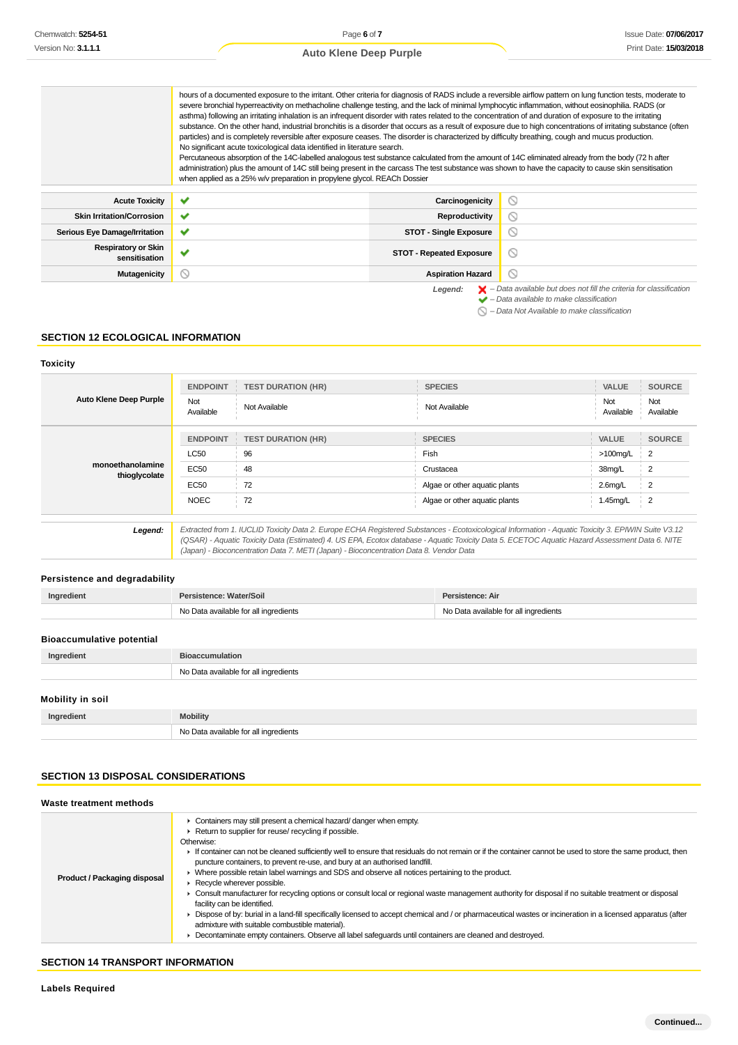| | |
|---|---|
| | hours of a documented exposure to the irritant. Other criteria for diagnosis of RADS include a reversible airflow pattern on lung function tests, moderate to severe bronchial hyperreactivity on methacholine challenge testing, and the lack of minimal lymphocytic inflammation, without eosinophilia. RADS (or asthma) following an irritating inhalation is an infrequent disorder with rates related to the concentration of and duration of exposure to the irritating substance. On the other hand, industrial bronchitis is a disorder that occurs as a result of exposure due to high concentrations of irritating substance (often particles) and is completely reversible after exposure ceases. The disorder is characterized by difficulty breathing, cough and mucus production. No significant acute toxicological data identified in literature search. Percutaneous absorption of the 14C-labelled analogous test substance calculated from the amount of 14C eliminated already from the body (72 h after administration) plus the amount of 14C still being present in the carcass The test substance was shown to have the capacity to cause skin sensitisation when applied as a 25% w/v preparation in propylene glycol. REACh Dossier |

| | | | |
|---|---|---|---|
| **Acute Toxicity** | ✔ | **Carcinogenicity** | ⃠ |
| **Skin Irritation/Corrosion** | ✔ | **Reproductivity** | ⃠ |
| **Serious Eye Damage/Irritation** | ✔ | **STOT - Single Exposure** | ⃠ |
| **Respiratory or Skin sensitisation** | ✔ | **STOT - Repeated Exposure** | ⃠ |
| **Mutagenicity** | ⃠ | **Aspiration Hazard** | ⃠ |

*Legend:*
- ✘ *– Data available but does not fill the criteria for classification*
- ✔ *– Data available to make classification*
- ⃠ *– Data Not Available to make classification*

## SECTION 12 ECOLOGICAL INFORMATION

### Toxicity

| | ENDPOINT | TEST DURATION (HR) | SPECIES | VALUE | SOURCE |
|---|---|---|---|---|---|
| **Auto Klene Deep Purple** | Not Available | Not Available | Not Available | Not Available | Not Available |
| | **ENDPOINT** | **TEST DURATION (HR)** | **SPECIES** | **VALUE** | **SOURCE** |
| **monoethanolamine thioglycolate** | LC50 | 96 | Fish | >100mg/L | 2 |
| | EC50 | 48 | Crustacea | 38mg/L | 2 |
| | EC50 | 72 | Algae or other aquatic plants | 2.6mg/L | 2 |
| | NOEC | 72 | Algae or other aquatic plants | 1.45mg/L | 2 |

***Legend:*** *Extracted from 1. IUCLID Toxicity Data 2. Europe ECHA Registered Substances - Ecotoxicological Information - Aquatic Toxicity 3. EPIWIN Suite V3.12 (QSAR) - Aquatic Toxicity Data (Estimated) 4. US EPA, Ecotox database - Aquatic Toxicity Data 5. ECETOC Aquatic Hazard Assessment Data 6. NITE (Japan) - Bioconcentration Data 7. METI (Japan) - Bioconcentration Data 8. Vendor Data*

### Persistence and degradability

| Ingredient | Persistence: Water/Soil | Persistence: Air |
|---|---|---|
| | No Data available for all ingredients | No Data available for all ingredients |

### Bioaccumulative potential

| Ingredient | Bioaccumulation |
|---|---|
| | No Data available for all ingredients |

### Mobility in soil

| Ingredient | Mobility |
|---|---|
| | No Data available for all ingredients |

## SECTION 13 DISPOSAL CONSIDERATIONS

### Waste treatment methods

**Product / Packaging disposal**

- Containers may still present a chemical hazard/ danger when empty.
- Return to supplier for reuse/ recycling if possible.

Otherwise:

- If container can not be cleaned sufficiently well to ensure that residuals do not remain or if the container cannot be used to store the same product, then puncture containers, to prevent re-use, and bury at an authorised landfill.
- Where possible retain label warnings and SDS and observe all notices pertaining to the product.
- Recycle wherever possible.
- Consult manufacturer for recycling options or consult local or regional waste management authority for disposal if no suitable treatment or disposal facility can be identified.
- Dispose of by: burial in a land-fill specifically licensed to accept chemical and / or pharmaceutical wastes or incineration in a licensed apparatus (after admixture with suitable combustible material).
- Decontaminate empty containers. Observe all label safeguards until containers are cleaned and destroyed.

## SECTION 14 TRANSPORT INFORMATION

### Labels Required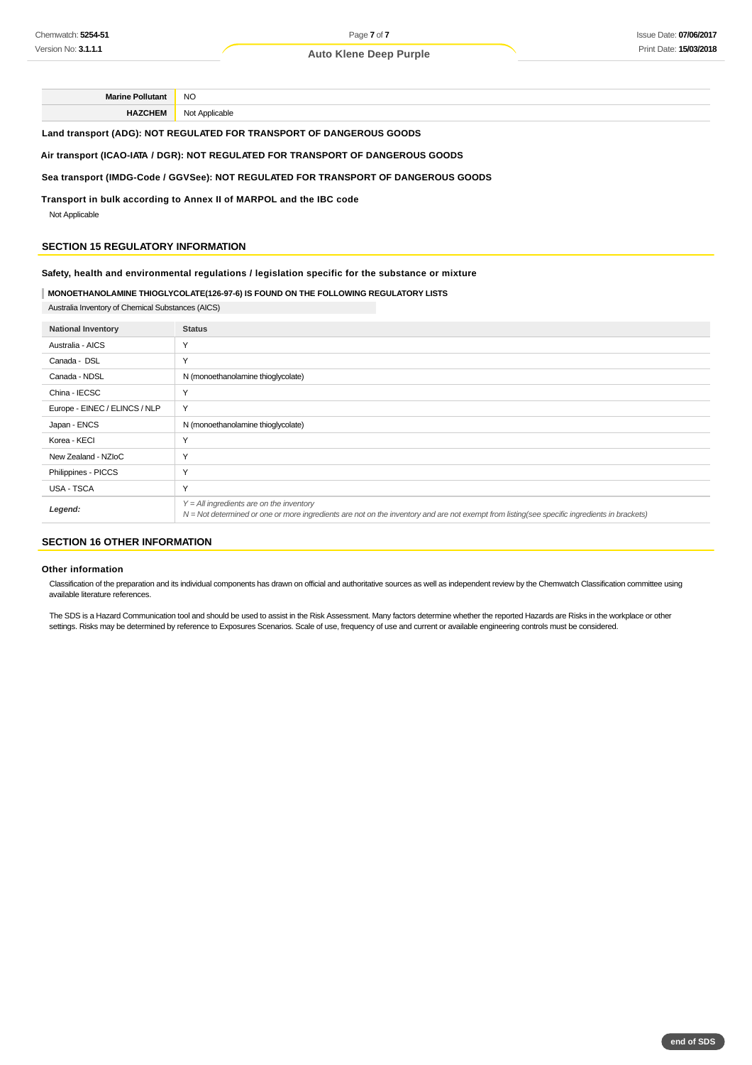| | |
|---|---|
| **Marine Pollutant** | NO |
| **HAZCHEM** | Not Applicable |

**Land transport (ADG): NOT REGULATED FOR TRANSPORT OF DANGEROUS GOODS**

**Air transport (ICAO-IATA / DGR): NOT REGULATED FOR TRANSPORT OF DANGEROUS GOODS**

**Sea transport (IMDG-Code / GGVSee): NOT REGULATED FOR TRANSPORT OF DANGEROUS GOODS**

**Transport in bulk according to Annex II of MARPOL and the IBC code**

Not Applicable

## SECTION 15 REGULATORY INFORMATION

**Safety, health and environmental regulations / legislation specific for the substance or mixture**

**MONOETHANOLAMINE THIOGLYCOLATE(126-97-6) IS FOUND ON THE FOLLOWING REGULATORY LISTS**

Australia Inventory of Chemical Substances (AICS)

| National Inventory | Status |
|---|---|
| Australia - AICS | Y |
| Canada - DSL | Y |
| Canada - NDSL | N (monoethanolamine thioglycolate) |
| China - IECSC | Y |
| Europe - EINEC / ELINCS / NLP | Y |
| Japan - ENCS | N (monoethanolamine thioglycolate) |
| Korea - KECI | Y |
| New Zealand - NZIoC | Y |
| Philippines - PICCS | Y |
| USA - TSCA | Y |
| ***Legend:*** | *Y = All ingredients are on the inventory*<br>*N = Not determined or one or more ingredients are not on the inventory and are not exempt from listing(see specific ingredients in brackets)* |

## SECTION 16 OTHER INFORMATION

**Other information**

Classification of the preparation and its individual components has drawn on official and authoritative sources as well as independent review by the Chemwatch Classification committee using available literature references.

The SDS is a Hazard Communication tool and should be used to assist in the Risk Assessment. Many factors determine whether the reported Hazards are Risks in the workplace or other settings. Risks may be determined by reference to Exposures Scenarios. Scale of use, frequency of use and current or available engineering controls must be considered.

**end of SDS**